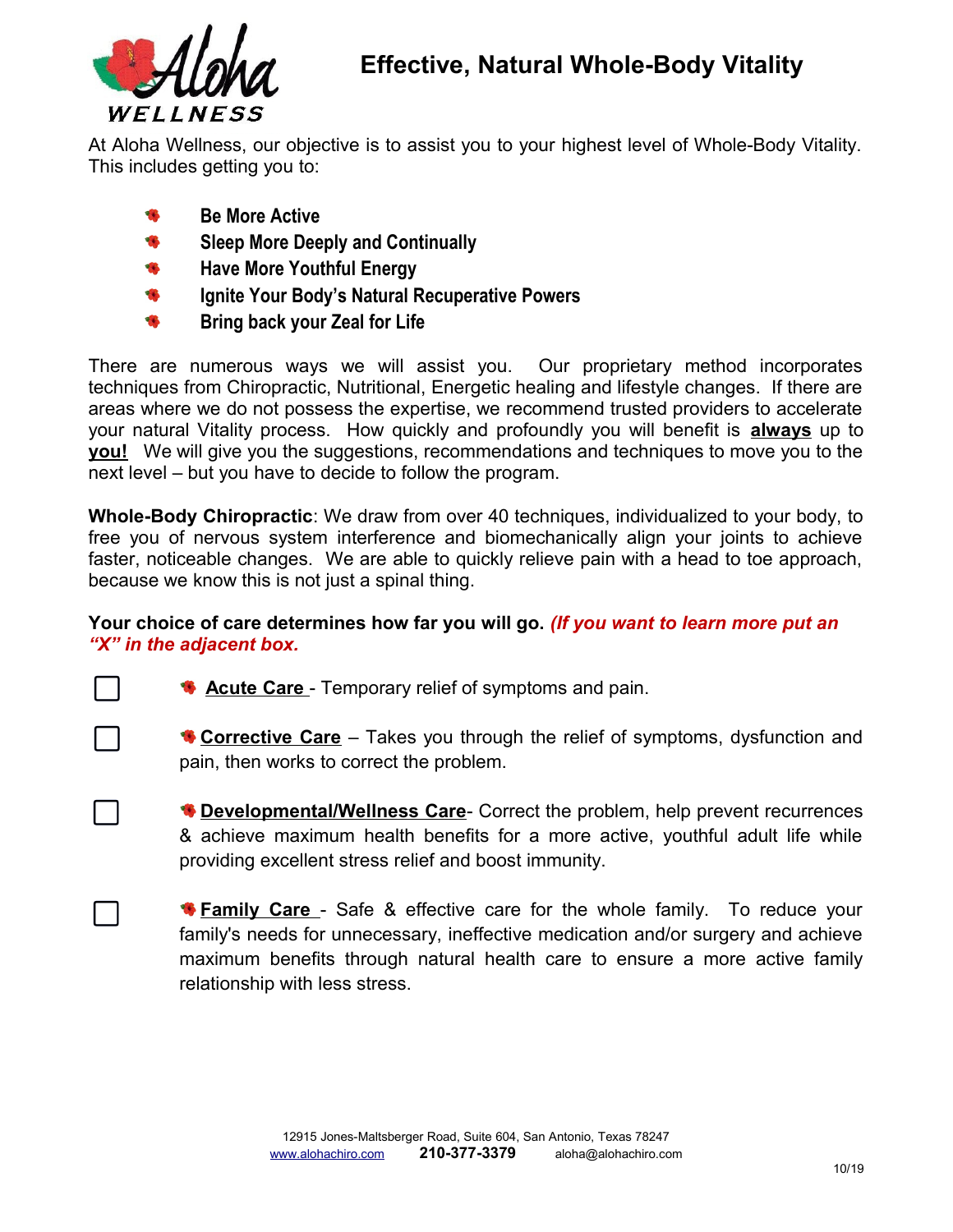# Effective, Natural Whole-Body Vitality

At Aloha Wellness, our objective is to assist you to your highest level of Whole-Body Vitality. This includes getting you to:

- **Be More Active**
- **Sleep More Deeply and Continually**
- **Have More Youthful Energy**
- **Ignite Your Body's Natural Recuperative Powers**
- **Bring back your Zeal for Life**

There are numerous ways we will assist you. Our proprietary method incorporates techniques from Chiropractic, Nutritional, Energetic healing and lifestyle changes. If there are areas where we do not possess the expertise, we recommend trusted providers to accelerate your natural Vitality process. How quickly and profoundly you will benefit is **always** up to **you!** We will give you the suggestions, recommendations and techniques to move you to the next level – but you have to decide to follow the program.

**Whole-Body Chiropractic**: We draw from over 40 techniques, individualized to your body, to free you of nervous system interference and biomechanically align your joints to achieve faster, noticeable changes. We are able to quickly relieve pain with a head to toe approach, because we know this is not just a spinal thing.

**Your choice of care determines how far you will go.** ***(If you want to learn more put an "X" in the adjacent box.***

- [ ] **Acute Care** - Temporary relief of symptoms and pain.
- [ ] **Corrective Care** – Takes you through the relief of symptoms, dysfunction and pain, then works to correct the problem.
- [ ] **Developmental/Wellness Care**- Correct the problem, help prevent recurrences & achieve maximum health benefits for a more active, youthful adult life while providing excellent stress relief and boost immunity.
- [ ] **Family Care** - Safe & effective care for the whole family. To reduce your family's needs for unnecessary, ineffective medication and/or surgery and achieve maximum benefits through natural health care to ensure a more active family relationship with less stress.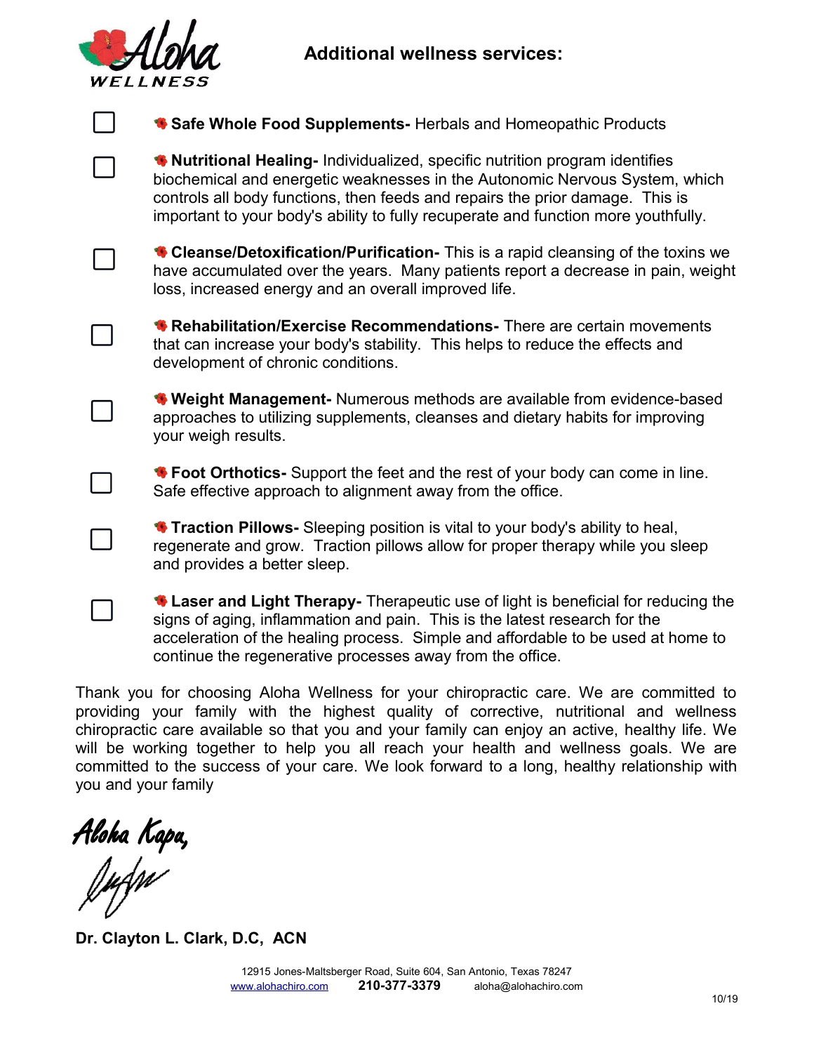## Additional wellness services:

- ☐ **Safe Whole Food Supplements-** Herbals and Homeopathic Products
- ☐ **Nutritional Healing-** Individualized, specific nutrition program identifies biochemical and energetic weaknesses in the Autonomic Nervous System, which controls all body functions, then feeds and repairs the prior damage. This is important to your body's ability to fully recuperate and function more youthfully.
- ☐ **Cleanse/Detoxification/Purification-** This is a rapid cleansing of the toxins we have accumulated over the years. Many patients report a decrease in pain, weight loss, increased energy and an overall improved life.
- ☐ **Rehabilitation/Exercise Recommendations-** There are certain movements that can increase your body's stability. This helps to reduce the effects and development of chronic conditions.
- ☐ **Weight Management-** Numerous methods are available from evidence-based approaches to utilizing supplements, cleanses and dietary habits for improving your weigh results.
- ☐ **Foot Orthotics-** Support the feet and the rest of your body can come in line. Safe effective approach to alignment away from the office.
- ☐ **Traction Pillows-** Sleeping position is vital to your body's ability to heal, regenerate and grow. Traction pillows allow for proper therapy while you sleep and provides a better sleep.
- ☐ **Laser and Light Therapy-** Therapeutic use of light is beneficial for reducing the signs of aging, inflammation and pain. This is the latest research for the acceleration of the healing process. Simple and affordable to be used at home to continue the regenerative processes away from the office.

Thank you for choosing Aloha Wellness for your chiropractic care. We are committed to providing your family with the highest quality of corrective, nutritional and wellness chiropractic care available so that you and your family can enjoy an active, healthy life. We will be working together to help you all reach your health and wellness goals. We are committed to the success of your care. We look forward to a long, healthy relationship with you and your family

*Aloha Kapa,*

**Dr. Clayton L. Clark, D.C, ACN**

12915 Jones-Maltsberger Road, Suite 604, San Antonio, Texas 78247
www.alohachiro.com **210-377-3379** aloha@alohachiro.com

10/19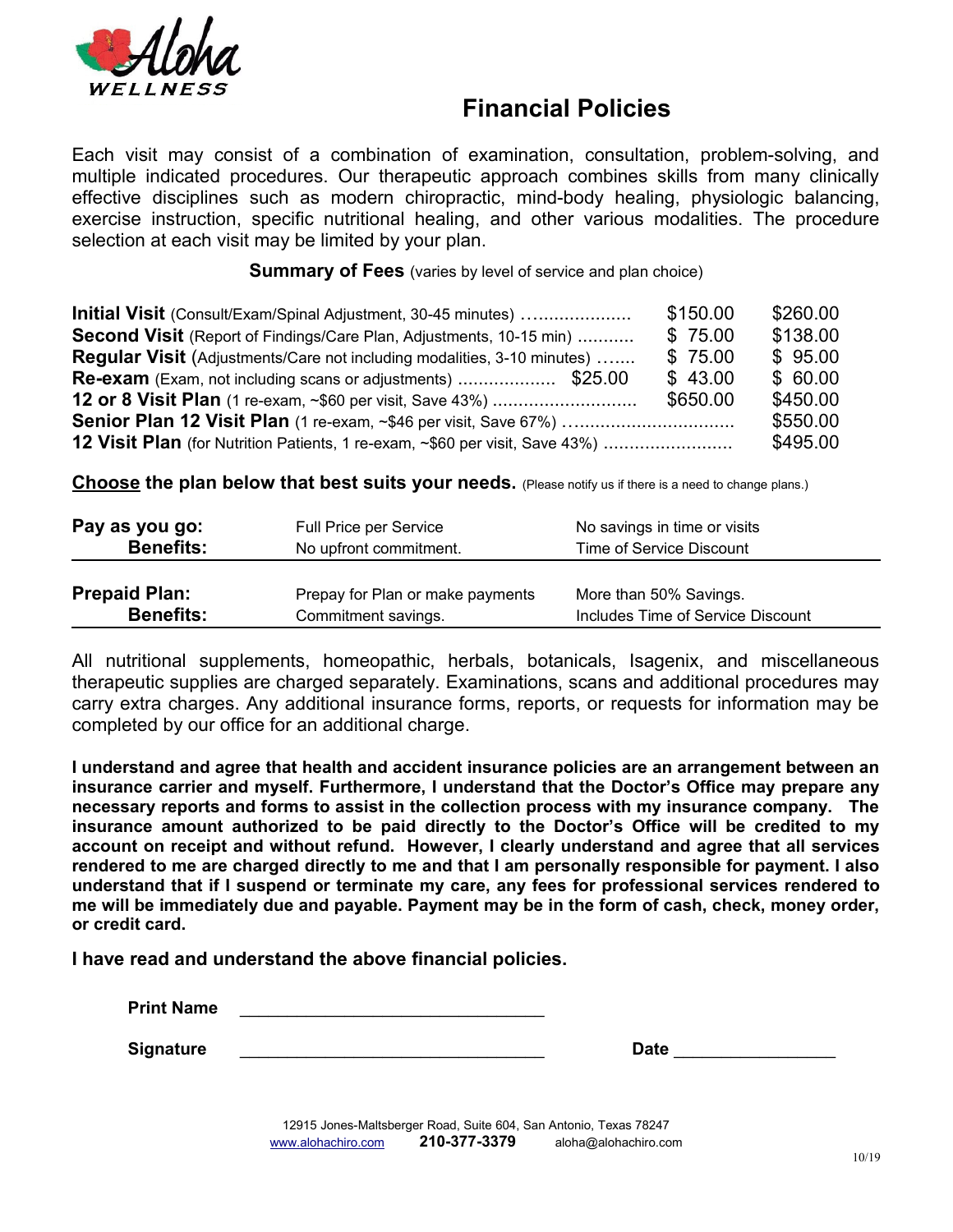# Financial Policies

Each visit may consist of a combination of examination, consultation, problem-solving, and multiple indicated procedures. Our therapeutic approach combines skills from many clinically effective disciplines such as modern chiropractic, mind-body healing, physiologic balancing, exercise instruction, specific nutritional healing, and other various modalities. The procedure selection at each visit may be limited by your plan.

**Summary of Fees** (varies by level of service and plan choice)

| Service | | | |
|---|---|---|---|
| **Initial Visit** (Consult/Exam/Spinal Adjustment, 30-45 minutes) | | $150.00 | $260.00 |
| **Second Visit** (Report of Findings/Care Plan, Adjustments, 10-15 min) | | $ 75.00 | $138.00 |
| **Regular Visit** (Adjustments/Care not including modalities, 3-10 minutes) | | $ 75.00 | $ 95.00 |
| **Re-exam** (Exam, not including scans or adjustments) | $25.00 | $ 43.00 | $ 60.00 |
| **12 or 8 Visit Plan** (1 re-exam, ~$60 per visit, Save 43%) | | $650.00 | $450.00 |
| **Senior Plan 12 Visit Plan** (1 re-exam, ~$46 per visit, Save 67%) | | | $550.00 |
| **12 Visit Plan** (for Nutrition Patients, 1 re-exam, ~$60 per visit, Save 43%) | | | $495.00 |

**Choose the plan below that best suits your needs.** (Please notify us if there is a need to change plans.)

| | | |
|---|---|---|
| **Pay as you go:** | Full Price per Service | No savings in time or visits |
| **Benefits:** | No upfront commitment. | Time of Service Discount |
| **Prepaid Plan:** | Prepay for Plan or make payments | More than 50% Savings. |
| **Benefits:** | Commitment savings. | Includes Time of Service Discount |

All nutritional supplements, homeopathic, herbals, botanicals, Isagenix, and miscellaneous therapeutic supplies are charged separately. Examinations, scans and additional procedures may carry extra charges. Any additional insurance forms, reports, or requests for information may be completed by our office for an additional charge.

**I understand and agree that health and accident insurance policies are an arrangement between an insurance carrier and myself. Furthermore, I understand that the Doctor's Office may prepare any necessary reports and forms to assist in the collection process with my insurance company. The insurance amount authorized to be paid directly to the Doctor's Office will be credited to my account on receipt and without refund. However, I clearly understand and agree that all services rendered to me are charged directly to me and that I am personally responsible for payment. I also understand that if I suspend or terminate my care, any fees for professional services rendered to me will be immediately due and payable. Payment may be in the form of cash, check, money order, or credit card.**

**I have read and understand the above financial policies.**

**Print Name** ______________________________

**Signature** ______________________________ **Date** ________________

12915 Jones-Maltsberger Road, Suite 604, San Antonio, Texas 78247
www.alohachiro.com **210-377-3379** aloha@alohachiro.com

10/19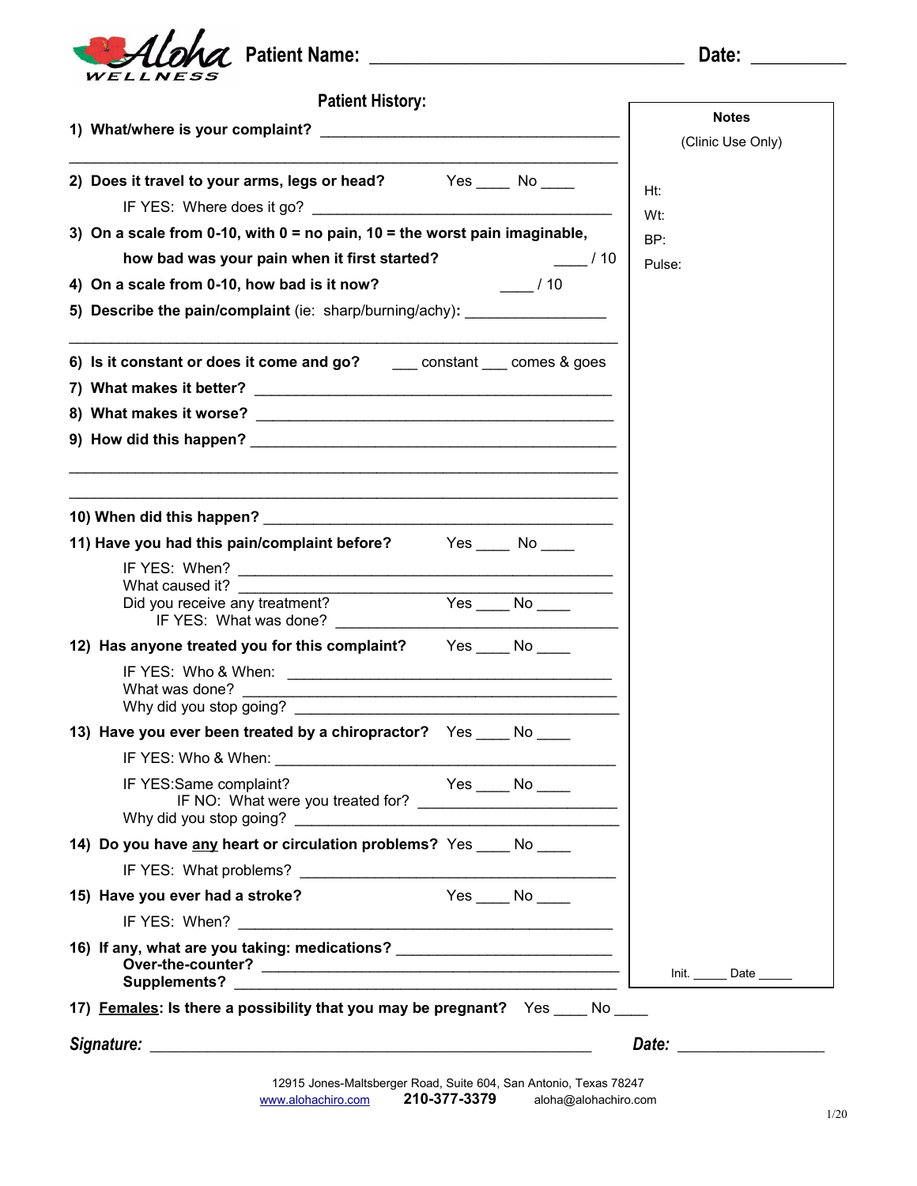Aloha WELLNESS **Patient Name:** ______________________________ **Date:** __________

## Patient History:

1) **What/where is your complaint?** ____________________________________

______________________________________________________________________

2) **Does it travel to your arms, legs or head?** Yes ____ No ____

IF YES: Where does it go? ____________________________________

3) **On a scale from 0-10, with 0 = no pain, 10 = the worst pain imaginable, how bad was your pain when it first started?** ____ / 10

4) **On a scale from 0-10, how bad is it now?** ____ / 10

5) **Describe the pain/complaint** (ie: sharp/burning/achy)**:** ________________

______________________________________________________________________

6) **Is it constant or does it come and go?** ___ constant ___ comes & goes

7) **What makes it better?** ____________________________________________

8) **What makes it worse?** ____________________________________________

9) **How did this happen?** _____________________________________________

______________________________________________________________________

______________________________________________________________________

10) **When did this happen?** ___________________________________________

11) **Have you had this pain/complaint before?** Yes ____ No ____

IF YES: When? ____________________________________________
What caused it? ____________________________________________
Did you receive any treatment? Yes ____ No ____
IF YES: What was done? ____________________________________

12) **Has anyone treated you for this complaint?** Yes ____ No ____

IF YES: Who & When: ______________________________________
What was done? ____________________________________________
Why did you stop going? ____________________________________

13) **Have you ever been treated by a chiropractor?** Yes ____ No ____

IF YES: Who & When: ______________________________________

IF YES:Same complaint? Yes ____ No ____
IF NO: What were you treated for? _______________________
Why did you stop going? ____________________________________

14) **Do you have <u>any</u> heart or circulation problems?** Yes ____ No ____

IF YES: What problems? ____________________________________

15) **Have you ever had a stroke?** Yes ____ No ____

IF YES: When? ____________________________________________

16) **If any, what are you taking: medications?** _________________________
**Over-the-counter?** ____________________________________________
**Supplements?** ____________________________________________

17) **<u>Females</u>: Is there a possibility that you may be pregnant?** Yes ____ No ____

***Signature:*** ____________________________________________ ***Date:*** ________________

**Notes**

(Clinic Use Only)

Ht:

Wt:

BP:

Pulse:

Init. _____ Date _____

12915 Jones-Maltsberger Road, Suite 604, San Antonio, Texas 78247
www.alohachiro.com **210-377-3379** aloha@alohachiro.com

1/20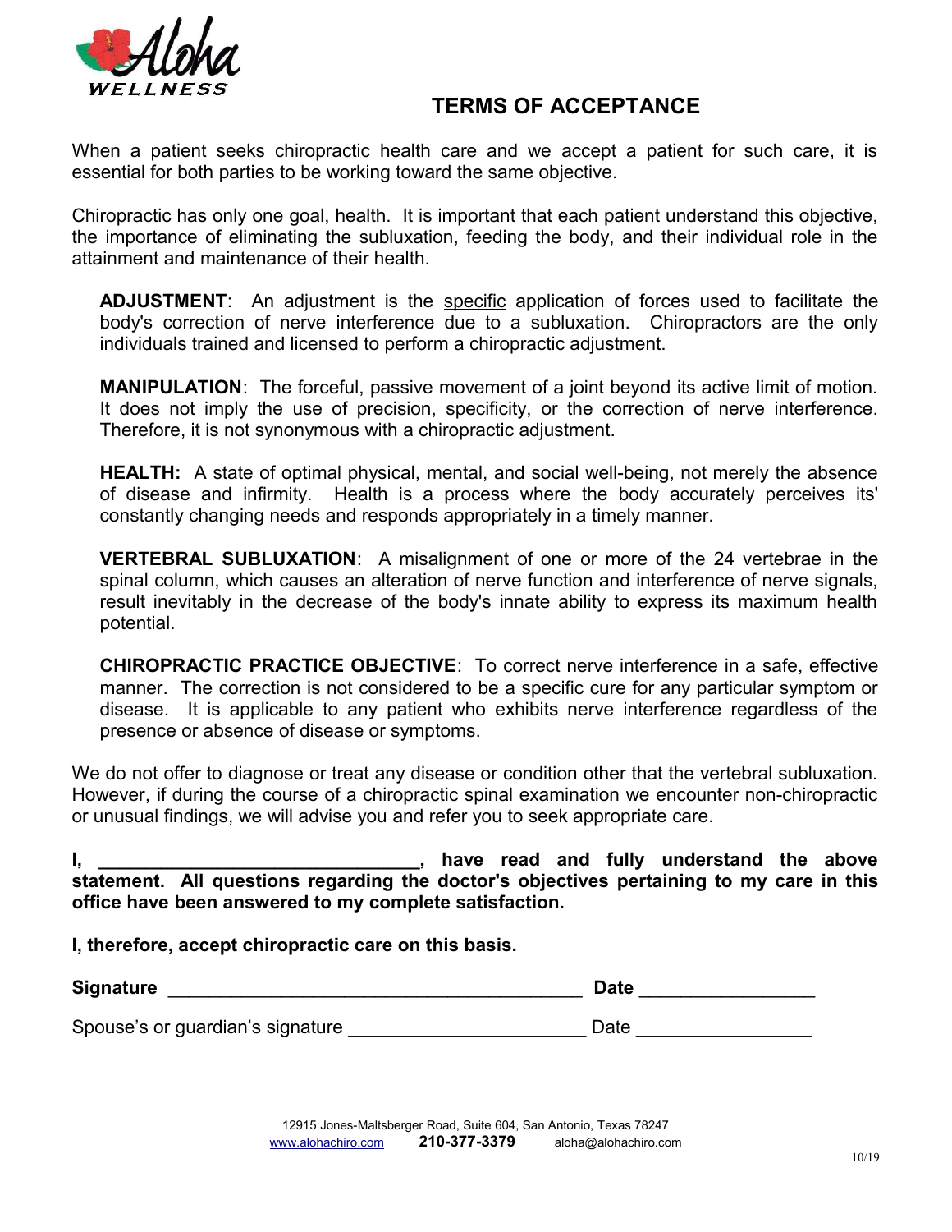Aloha WELLNESS

# TERMS OF ACCEPTANCE

When a patient seeks chiropractic health care and we accept a patient for such care, it is essential for both parties to be working toward the same objective.

Chiropractic has only one goal, health. It is important that each patient understand this objective, the importance of eliminating the subluxation, feeding the body, and their individual role in the attainment and maintenance of their health.

**ADJUSTMENT**: An adjustment is the specific application of forces used to facilitate the body's correction of nerve interference due to a subluxation. Chiropractors are the only individuals trained and licensed to perform a chiropractic adjustment.

**MANIPULATION**: The forceful, passive movement of a joint beyond its active limit of motion. It does not imply the use of precision, specificity, or the correction of nerve interference. Therefore, it is not synonymous with a chiropractic adjustment.

**HEALTH:** A state of optimal physical, mental, and social well-being, not merely the absence of disease and infirmity. Health is a process where the body accurately perceives its' constantly changing needs and responds appropriately in a timely manner.

**VERTEBRAL SUBLUXATION**: A misalignment of one or more of the 24 vertebrae in the spinal column, which causes an alteration of nerve function and interference of nerve signals, result inevitably in the decrease of the body's innate ability to express its maximum health potential.

**CHIROPRACTIC PRACTICE OBJECTIVE**: To correct nerve interference in a safe, effective manner. The correction is not considered to be a specific cure for any particular symptom or disease. It is applicable to any patient who exhibits nerve interference regardless of the presence or absence of disease or symptoms.

We do not offer to diagnose or treat any disease or condition other that the vertebral subluxation. However, if during the course of a chiropractic spinal examination we encounter non-chiropractic or unusual findings, we will advise you and refer you to seek appropriate care.

**I, ________________________________, have read and fully understand the above statement. All questions regarding the doctor's objectives pertaining to my care in this office have been answered to my complete satisfaction.**

**I, therefore, accept chiropractic care on this basis.**

**Signature** __________________________________________ **Date** _________________

Spouse's or guardian's signature ________________________ Date _________________

12915 Jones-Maltsberger Road, Suite 604, San Antonio, Texas 78247
www.alohachiro.com **210-377-3379** aloha@alohachiro.com

10/19